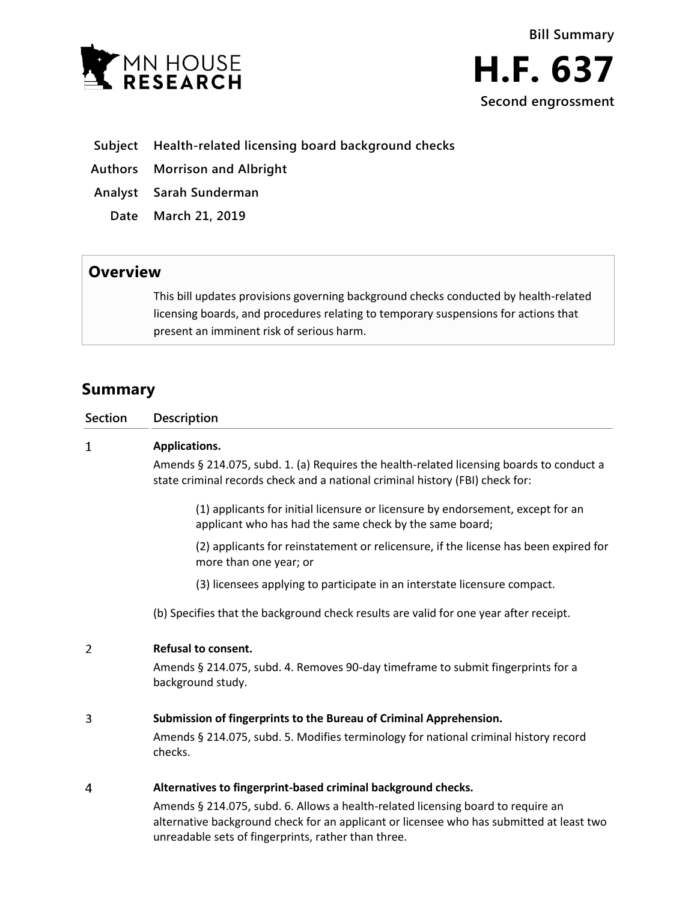MN HOUSE RESEARCH

Bill Summary

# H.F. 637

**Second engrossment**

**Subject** Health-related licensing board background checks

**Authors** Morrison and Albright

**Analyst** Sarah Sunderman

**Date** March 21, 2019

## Overview

This bill updates provisions governing background checks conducted by health-related licensing boards, and procedures relating to temporary suspensions for actions that present an imminent risk of serious harm.

## Summary

| Section | Description |
| --- | --- |
| 1 | **Applications.**<br>Amends § 214.075, subd. 1. (a) Requires the health-related licensing boards to conduct a state criminal records check and a national criminal history (FBI) check for:<br>(1) applicants for initial licensure or licensure by endorsement, except for an applicant who has had the same check by the same board;<br>(2) applicants for reinstatement or relicensure, if the license has been expired for more than one year; or<br>(3) licensees applying to participate in an interstate licensure compact.<br>(b) Specifies that the background check results are valid for one year after receipt. |
| 2 | **Refusal to consent.**<br>Amends § 214.075, subd. 4. Removes 90-day timeframe to submit fingerprints for a background study. |
| 3 | **Submission of fingerprints to the Bureau of Criminal Apprehension.**<br>Amends § 214.075, subd. 5. Modifies terminology for national criminal history record checks. |
| 4 | **Alternatives to fingerprint-based criminal background checks.**<br>Amends § 214.075, subd. 6. Allows a health-related licensing board to require an alternative background check for an applicant or licensee who has submitted at least two unreadable sets of fingerprints, rather than three. |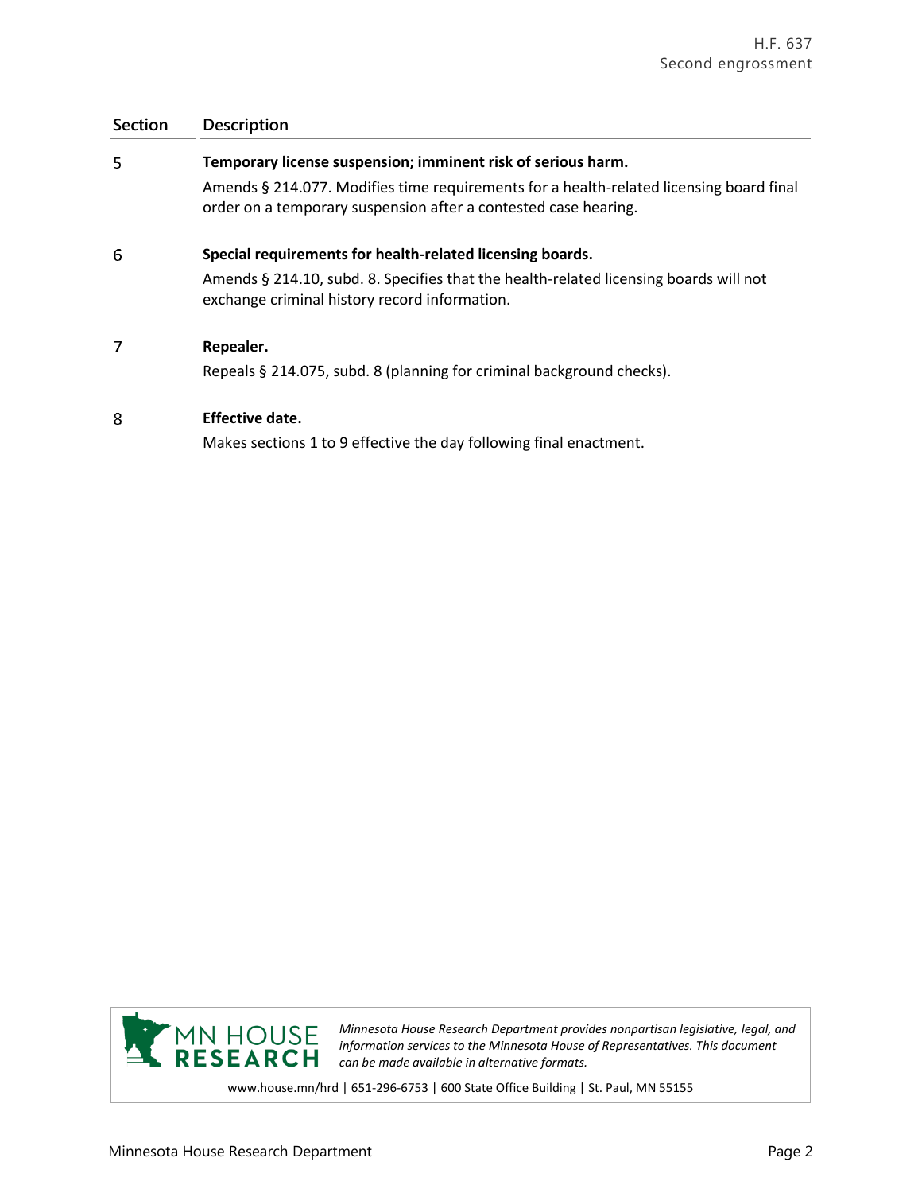| Section | Description |
|---|---|
| 5 | **Temporary license suspension; imminent risk of serious harm.**<br>Amends § 214.077. Modifies time requirements for a health-related licensing board final order on a temporary suspension after a contested case hearing. |
| 6 | **Special requirements for health-related licensing boards.**<br>Amends § 214.10, subd. 8. Specifies that the health-related licensing boards will not exchange criminal history record information. |
| 7 | **Repealer.**<br>Repeals § 214.075, subd. 8 (planning for criminal background checks). |
| 8 | **Effective date.**<br>Makes sections 1 to 9 effective the day following final enactment. |

MN HOUSE RESEARCH

*Minnesota House Research Department provides nonpartisan legislative, legal, and information services to the Minnesota House of Representatives. This document can be made available in alternative formats.*

www.house.mn/hrd | 651-296-6753 | 600 State Office Building | St. Paul, MN 55155